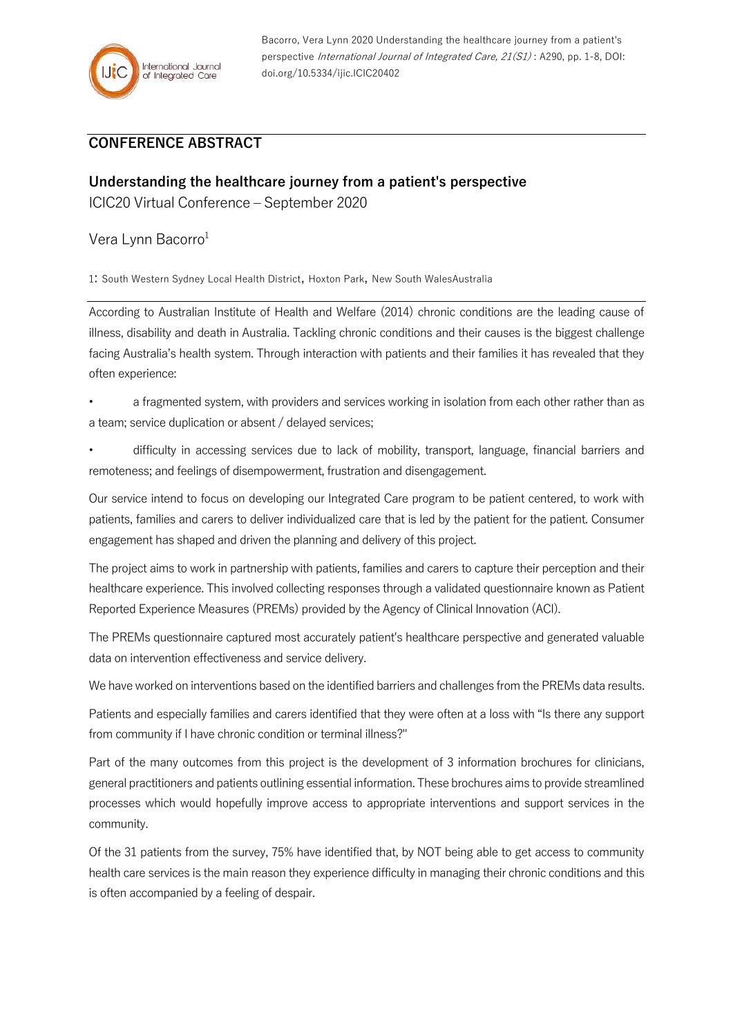## CONFERENCE ABSTRACT

# Understanding the healthcare journey from a patient's perspective

ICIC20 Virtual Conference – September 2020

Vera Lynn Bacorro[1]

1: South Western Sydney Local Health District, Hoxton Park, New South WalesAustralia

According to Australian Institute of Health and Welfare (2014) chronic conditions are the leading cause of illness, disability and death in Australia. Tackling chronic conditions and their causes is the biggest challenge facing Australia's health system. Through interaction with patients and their families it has revealed that they often experience:

- a fragmented system, with providers and services working in isolation from each other rather than as a team; service duplication or absent / delayed services;
- difficulty in accessing services due to lack of mobility, transport, language, financial barriers and remoteness; and feelings of disempowerment, frustration and disengagement.

Our service intend to focus on developing our Integrated Care program to be patient centered, to work with patients, families and carers to deliver individualized care that is led by the patient for the patient. Consumer engagement has shaped and driven the planning and delivery of this project.

The project aims to work in partnership with patients, families and carers to capture their perception and their healthcare experience. This involved collecting responses through a validated questionnaire known as Patient Reported Experience Measures (PREMs) provided by the Agency of Clinical Innovation (ACI).

The PREMs questionnaire captured most accurately patient's healthcare perspective and generated valuable data on intervention effectiveness and service delivery.

We have worked on interventions based on the identified barriers and challenges from the PREMs data results.

Patients and especially families and carers identified that they were often at a loss with "Is there any support from community if I have chronic condition or terminal illness?"

Part of the many outcomes from this project is the development of 3 information brochures for clinicians, general practitioners and patients outlining essential information. These brochures aims to provide streamlined processes which would hopefully improve access to appropriate interventions and support services in the community.

Of the 31 patients from the survey, 75% have identified that, by NOT being able to get access to community health care services is the main reason they experience difficulty in managing their chronic conditions and this is often accompanied by a feeling of despair.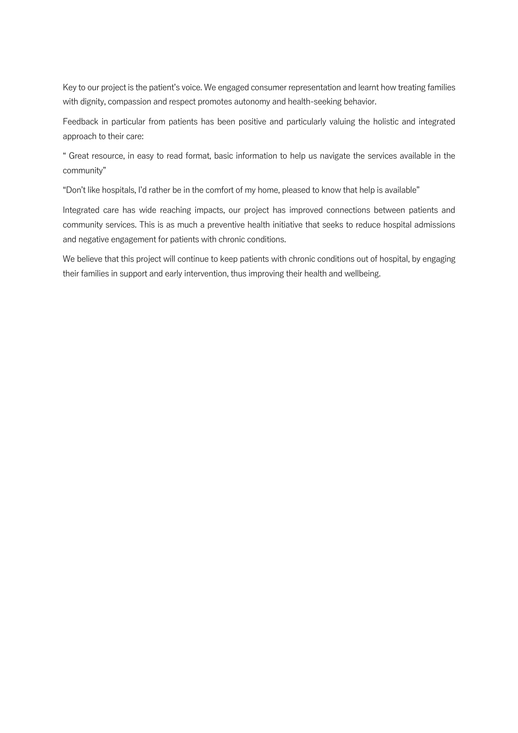Key to our project is the patient's voice. We engaged consumer representation and learnt how treating families with dignity, compassion and respect promotes autonomy and health-seeking behavior.

Feedback in particular from patients has been positive and particularly valuing the holistic and integrated approach to their care:

" Great resource, in easy to read format, basic information to help us navigate the services available in the community"

"Don't like hospitals, I'd rather be in the comfort of my home, pleased to know that help is available"

Integrated care has wide reaching impacts, our project has improved connections between patients and community services. This is as much a preventive health initiative that seeks to reduce hospital admissions and negative engagement for patients with chronic conditions.

We believe that this project will continue to keep patients with chronic conditions out of hospital, by engaging their families in support and early intervention, thus improving their health and wellbeing.